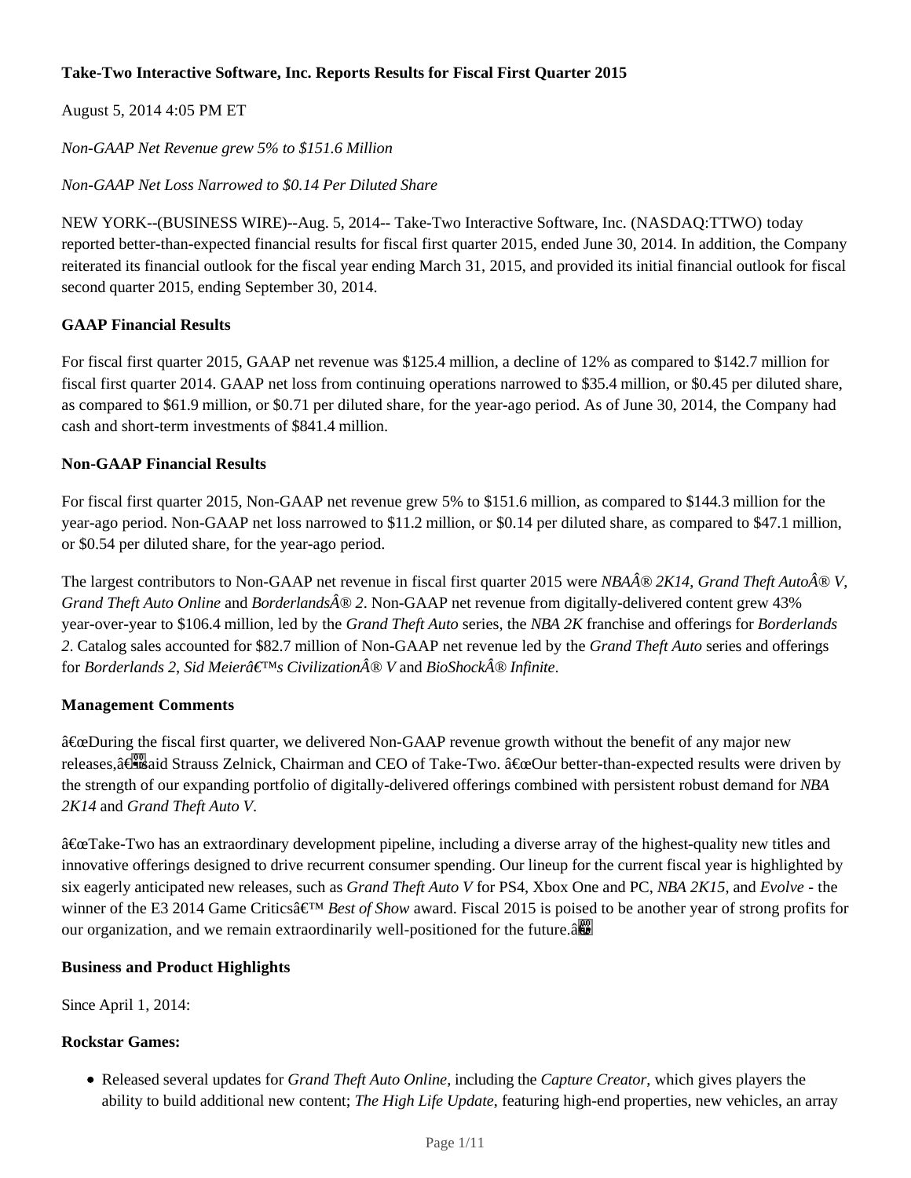**Take-Two Interactive Software, Inc. Reports Results for Fiscal First Quarter 2015**

August 5, 2014 4:05 PM ET

*Non-GAAP Net Revenue grew 5% to $151.6 Million*

*Non-GAAP Net Loss Narrowed to $0.14 Per Diluted Share*

NEW YORK--(BUSINESS WIRE)--Aug. 5, 2014-- Take-Two Interactive Software, Inc. (NASDAQ:TTWO) today reported better-than-expected financial results for fiscal first quarter 2015, ended June 30, 2014. In addition, the Company reiterated its financial outlook for the fiscal year ending March 31, 2015, and provided its initial financial outlook for fiscal second quarter 2015, ending September 30, 2014.

**GAAP Financial Results**

For fiscal first quarter 2015, GAAP net revenue was $125.4 million, a decline of 12% as compared to $142.7 million for fiscal first quarter 2014. GAAP net loss from continuing operations narrowed to $35.4 million, or $0.45 per diluted share, as compared to $61.9 million, or $0.71 per diluted share, for the year-ago period. As of June 30, 2014, the Company had cash and short-term investments of $841.4 million.

**Non-GAAP Financial Results**

For fiscal first quarter 2015, Non-GAAP net revenue grew 5% to $151.6 million, as compared to $144.3 million for the year-ago period. Non-GAAP net loss narrowed to $11.2 million, or $0.14 per diluted share, as compared to $47.1 million, or $0.54 per diluted share, for the year-ago period.

The largest contributors to Non-GAAP net revenue in fiscal first quarter 2015 were *NBAÂ® 2K14*, *Grand Theft AutoÂ® V*, *Grand Theft Auto Online* and *BorderlandsÂ® 2*. Non-GAAP net revenue from digitally-delivered content grew 43% year-over-year to $106.4 million, led by the *Grand Theft Auto* series, the *NBA 2K* franchise and offerings for *Borderlands 2*. Catalog sales accounted for $82.7 million of Non-GAAP net revenue led by the *Grand Theft Auto* series and offerings for *Borderlands 2*, *Sid Meierâ€™s CivilizationÂ® V* and *BioShockÂ® Infinite*.

**Management Comments**

â€œDuring the fiscal first quarter, we delivered Non-GAAP revenue growth without the benefit of any major new releases,â€ said Strauss Zelnick, Chairman and CEO of Take-Two. â€œOur better-than-expected results were driven by the strength of our expanding portfolio of digitally-delivered offerings combined with persistent robust demand for *NBA 2K14* and *Grand Theft Auto V*.

â€œTake-Two has an extraordinary development pipeline, including a diverse array of the highest-quality new titles and innovative offerings designed to drive recurrent consumer spending. Our lineup for the current fiscal year is highlighted by six eagerly anticipated new releases, such as *Grand Theft Auto V* for PS4, Xbox One and PC, *NBA 2K15*, and *Evolve* - the winner of the E3 2014 Game Criticsâ€™ *Best of Show* award. Fiscal 2015 is poised to be another year of strong profits for our organization, and we remain extraordinarily well-positioned for the future.â€

**Business and Product Highlights**

Since April 1, 2014:

**Rockstar Games:**

- Released several updates for *Grand Theft Auto Online*, including the *Capture Creator*, which gives players the ability to build additional new content; *The High Life Update*, featuring high-end properties, new vehicles, an array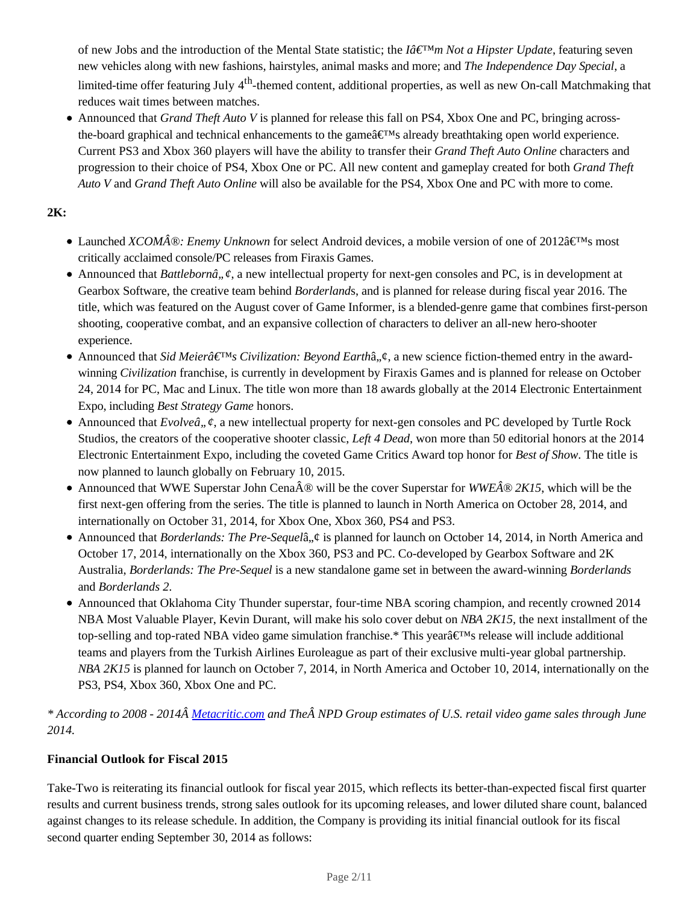of new Jobs and the introduction of the Mental State statistic; the *Iâ€™m Not a Hipster Update*, featuring seven new vehicles along with new fashions, hairstyles, animal masks and more; and *The Independence Day Special*, a limited-time offer featuring July 4th-themed content, additional properties, as well as new On-call Matchmaking that reduces wait times between matches.

- Announced that *Grand Theft Auto V* is planned for release this fall on PS4, Xbox One and PC, bringing across-the-board graphical and technical enhancements to the gameâ€™s already breathtaking open world experience. Current PS3 and Xbox 360 players will have the ability to transfer their *Grand Theft Auto Online* characters and progression to their choice of PS4, Xbox One or PC. All new content and gameplay created for both *Grand Theft Auto V* and *Grand Theft Auto Online* will also be available for the PS4, Xbox One and PC with more to come.

**2K:**

- Launched *XCOMÂ®: Enemy Unknown* for select Android devices, a mobile version of one of 2012â€™s most critically acclaimed console/PC releases from Firaxis Games.
- Announced that *Battlebornâ„¢*, a new intellectual property for next-gen consoles and PC, is in development at Gearbox Software, the creative team behind *Borderland*s, and is planned for release during fiscal year 2016. The title, which was featured on the August cover of Game Informer, is a blended-genre game that combines first-person shooting, cooperative combat, and an expansive collection of characters to deliver an all-new hero-shooter experience.
- Announced that *Sid Meierâ€™s Civilization: Beyond Earth*â„¢, a new science fiction-themed entry in the award-winning *Civilization* franchise, is currently in development by Firaxis Games and is planned for release on October 24, 2014 for PC, Mac and Linux. The title won more than 18 awards globally at the 2014 Electronic Entertainment Expo, including *Best Strategy Game* honors.
- Announced that *Evolveâ„¢*, a new intellectual property for next-gen consoles and PC developed by Turtle Rock Studios, the creators of the cooperative shooter classic, *Left 4 Dead*, won more than 50 editorial honors at the 2014 Electronic Entertainment Expo, including the coveted Game Critics Award top honor for *Best of Show*. The title is now planned to launch globally on February 10, 2015.
- Announced that WWE Superstar John CenaÂ® will be the cover Superstar for *WWEÂ® 2K15*, which will be the first next-gen offering from the series. The title is planned to launch in North America on October 28, 2014, and internationally on October 31, 2014, for Xbox One, Xbox 360, PS4 and PS3.
- Announced that *Borderlands: The Pre-Sequel*â„¢ is planned for launch on October 14, 2014, in North America and October 17, 2014, internationally on the Xbox 360, PS3 and PC. Co-developed by Gearbox Software and 2K Australia, *Borderlands: The Pre-Sequel* is a new standalone game set in between the award-winning *Borderlands* and *Borderlands 2*.
- Announced that Oklahoma City Thunder superstar, four-time NBA scoring champion, and recently crowned 2014 NBA Most Valuable Player, Kevin Durant, will make his solo cover debut on *NBA 2K15*, the next installment of the top-selling and top-rated NBA video game simulation franchise.* This yearâ€™s release will include additional teams and players from the Turkish Airlines Euroleague as part of their exclusive multi-year global partnership. *NBA 2K15* is planned for launch on October 7, 2014, in North America and October 10, 2014, internationally on the PS3, PS4, Xbox 360, Xbox One and PC.

*\* According to 2008 - 2014Â Metacritic.com and TheÂ NPD Group estimates of U.S. retail video game sales through June 2014.*

**Financial Outlook for Fiscal 2015**

Take-Two is reiterating its financial outlook for fiscal year 2015, which reflects its better-than-expected fiscal first quarter results and current business trends, strong sales outlook for its upcoming releases, and lower diluted share count, balanced against changes to its release schedule. In addition, the Company is providing its initial financial outlook for its fiscal second quarter ending September 30, 2014 as follows: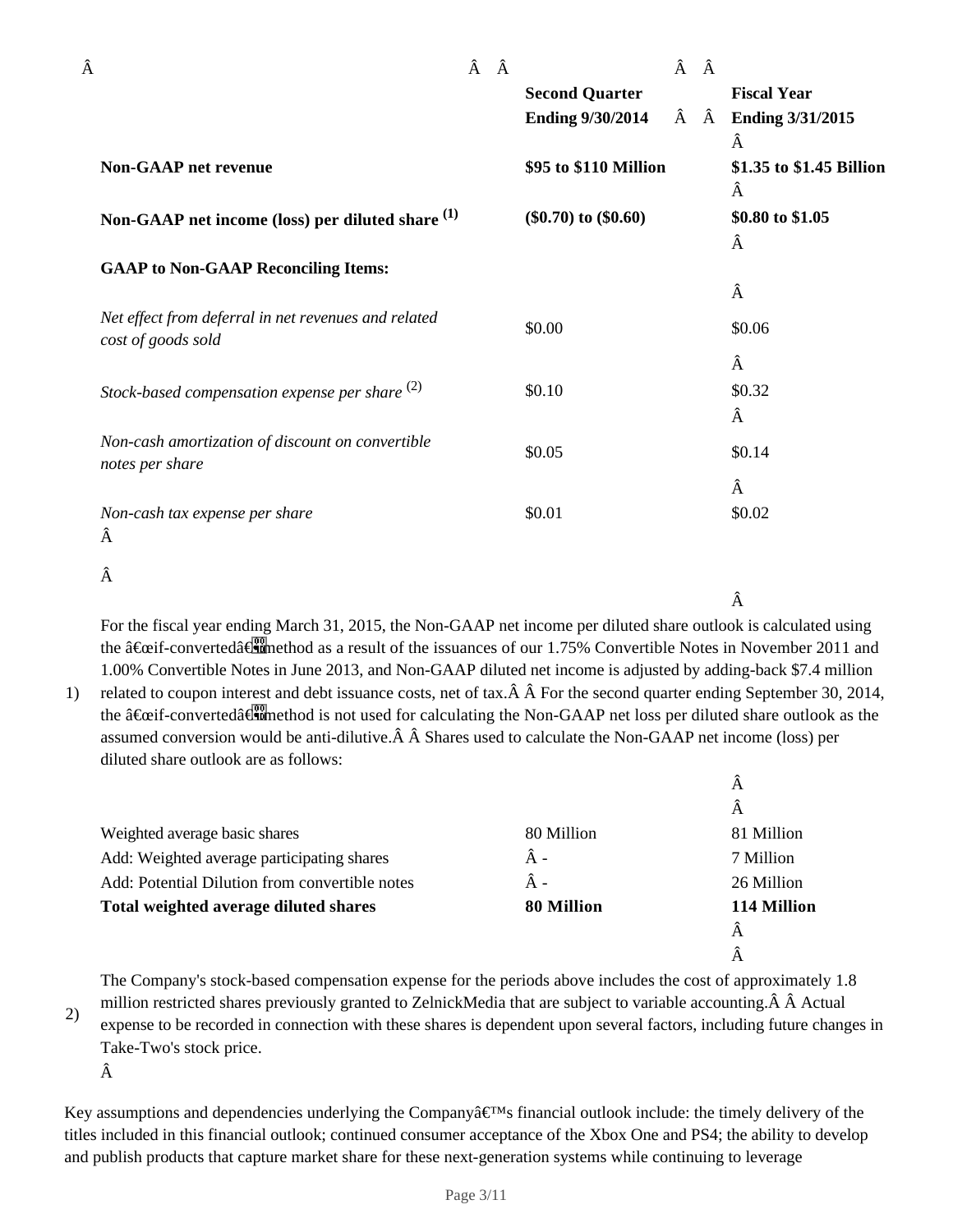| | Second Quarter Ending 9/30/2014 | Fiscal Year Ending 3/31/2015 |
|---|---|---|
| **Non-GAAP net revenue** | **$95 to $110 Million** | **$1.35 to $1.45 Billion** |
| **Non-GAAP net income (loss) per diluted share (1)** | **($0.70) to ($0.60)** | **$0.80 to $1.05** |
| **GAAP to Non-GAAP Reconciling Items:** | | |
| *Net effect from deferral in net revenues and related cost of goods sold* | $0.00 | $0.06 |
| *Stock-based compensation expense per share (2)* | $0.10 | $0.32 |
| *Non-cash amortization of discount on convertible notes per share* | $0.05 | $0.14 |
| *Non-cash tax expense per share* | $0.01 | $0.02 |

1) For the fiscal year ending March 31, 2015, the Non-GAAP net income per diluted share outlook is calculated using the "if-converted" method as a result of the issuances of our 1.75% Convertible Notes in November 2011 and 1.00% Convertible Notes in June 2013, and Non-GAAP diluted net income is adjusted by adding-back $7.4 million related to coupon interest and debt issuance costs, net of tax. For the second quarter ending September 30, 2014, the "if-converted" method is not used for calculating the Non-GAAP net loss per diluted share outlook as the assumed conversion would be anti-dilutive. Shares used to calculate the Non-GAAP net income (loss) per diluted share outlook are as follows:

| | | |
|---|---|---|
| Weighted average basic shares | 80 Million | 81 Million |
| Add: Weighted average participating shares | - | 7 Million |
| Add: Potential Dilution from convertible notes | - | 26 Million |
| **Total weighted average diluted shares** | **80 Million** | **114 Million** |

2) The Company's stock-based compensation expense for the periods above includes the cost of approximately 1.8 million restricted shares previously granted to ZelnickMedia that are subject to variable accounting. Actual expense to be recorded in connection with these shares is dependent upon several factors, including future changes in Take-Two's stock price.

Key assumptions and dependencies underlying the Company's financial outlook include: the timely delivery of the titles included in this financial outlook; continued consumer acceptance of the Xbox One and PS4; the ability to develop and publish products that capture market share for these next-generation systems while continuing to leverage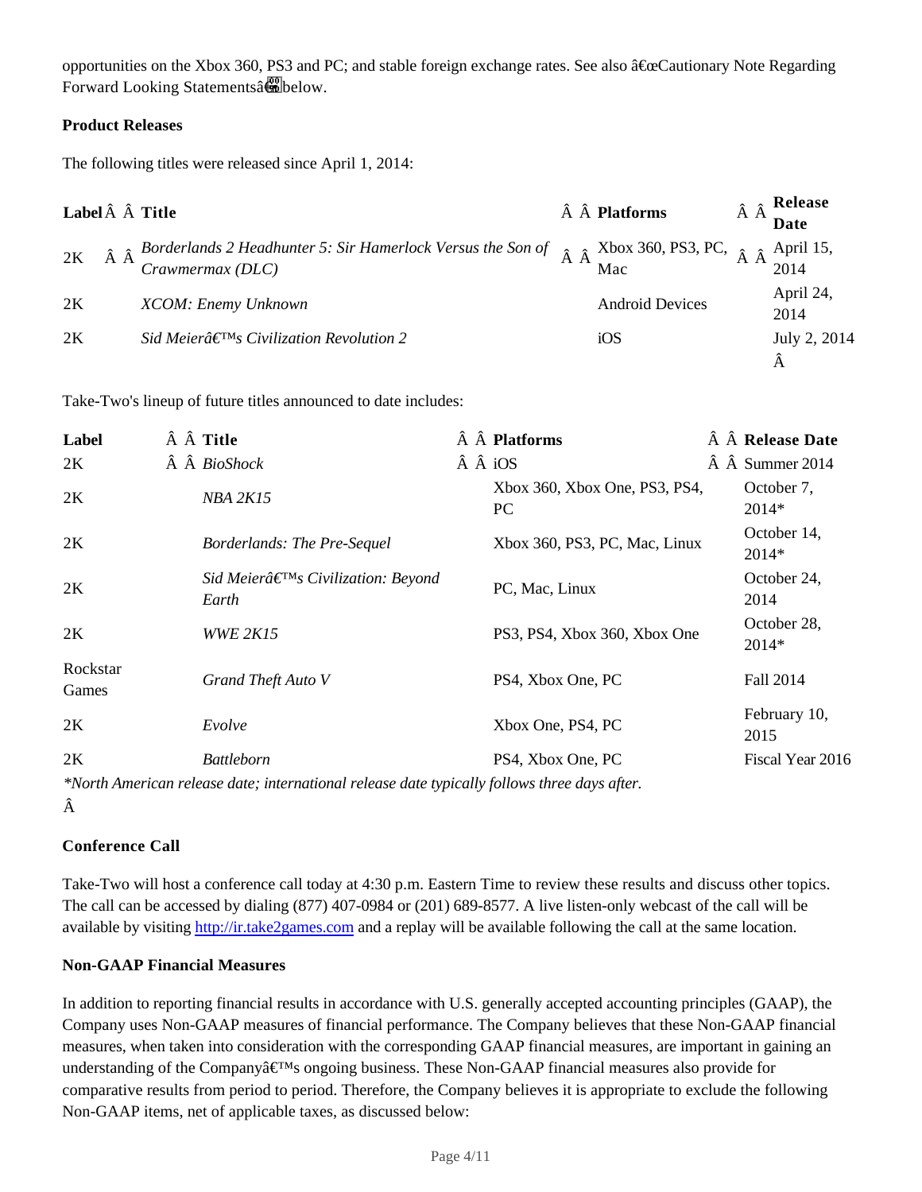opportunities on the Xbox 360, PS3 and PC; and stable foreign exchange rates. See also "Cautionary Note Regarding Forward Looking Statements" below.

**Product Releases**

The following titles were released since April 1, 2014:

| Label | Title | Platforms | Release Date |
|---|---|---|---|
| 2K | *Borderlands 2 Headhunter 5: Sir Hamerlock Versus the Son of Crawmermax (DLC)* | Xbox 360, PS3, PC, Mac | April 15, 2014 |
| 2K | *XCOM: Enemy Unknown* | Android Devices | April 24, 2014 |
| 2K | *Sid Meier's Civilization Revolution 2* | iOS | July 2, 2014 |

Take-Two's lineup of future titles announced to date includes:

| Label | Title | Platforms | Release Date |
|---|---|---|---|
| 2K | *BioShock* | iOS | Summer 2014 |
| 2K | *NBA 2K15* | Xbox 360, Xbox One, PS3, PS4, PC | October 7, 2014* |
| 2K | *Borderlands: The Pre-Sequel* | Xbox 360, PS3, PC, Mac, Linux | October 14, 2014* |
| 2K | *Sid Meier's Civilization: Beyond Earth* | PC, Mac, Linux | October 24, 2014 |
| 2K | *WWE 2K15* | PS3, PS4, Xbox 360, Xbox One | October 28, 2014* |
| Rockstar Games | *Grand Theft Auto V* | PS4, Xbox One, PC | Fall 2014 |
| 2K | *Evolve* | Xbox One, PS4, PC | February 10, 2015 |
| 2K | *Battleborn* | PS4, Xbox One, PC | Fiscal Year 2016 |

*\*North American release date; international release date typically follows three days after.*

**Conference Call**

Take-Two will host a conference call today at 4:30 p.m. Eastern Time to review these results and discuss other topics. The call can be accessed by dialing (877) 407-0984 or (201) 689-8577. A live listen-only webcast of the call will be available by visiting http://ir.take2games.com and a replay will be available following the call at the same location.

**Non-GAAP Financial Measures**

In addition to reporting financial results in accordance with U.S. generally accepted accounting principles (GAAP), the Company uses Non-GAAP measures of financial performance. The Company believes that these Non-GAAP financial measures, when taken into consideration with the corresponding GAAP financial measures, are important in gaining an understanding of the Company's ongoing business. These Non-GAAP financial measures also provide for comparative results from period to period. Therefore, the Company believes it is appropriate to exclude the following Non-GAAP items, net of applicable taxes, as discussed below: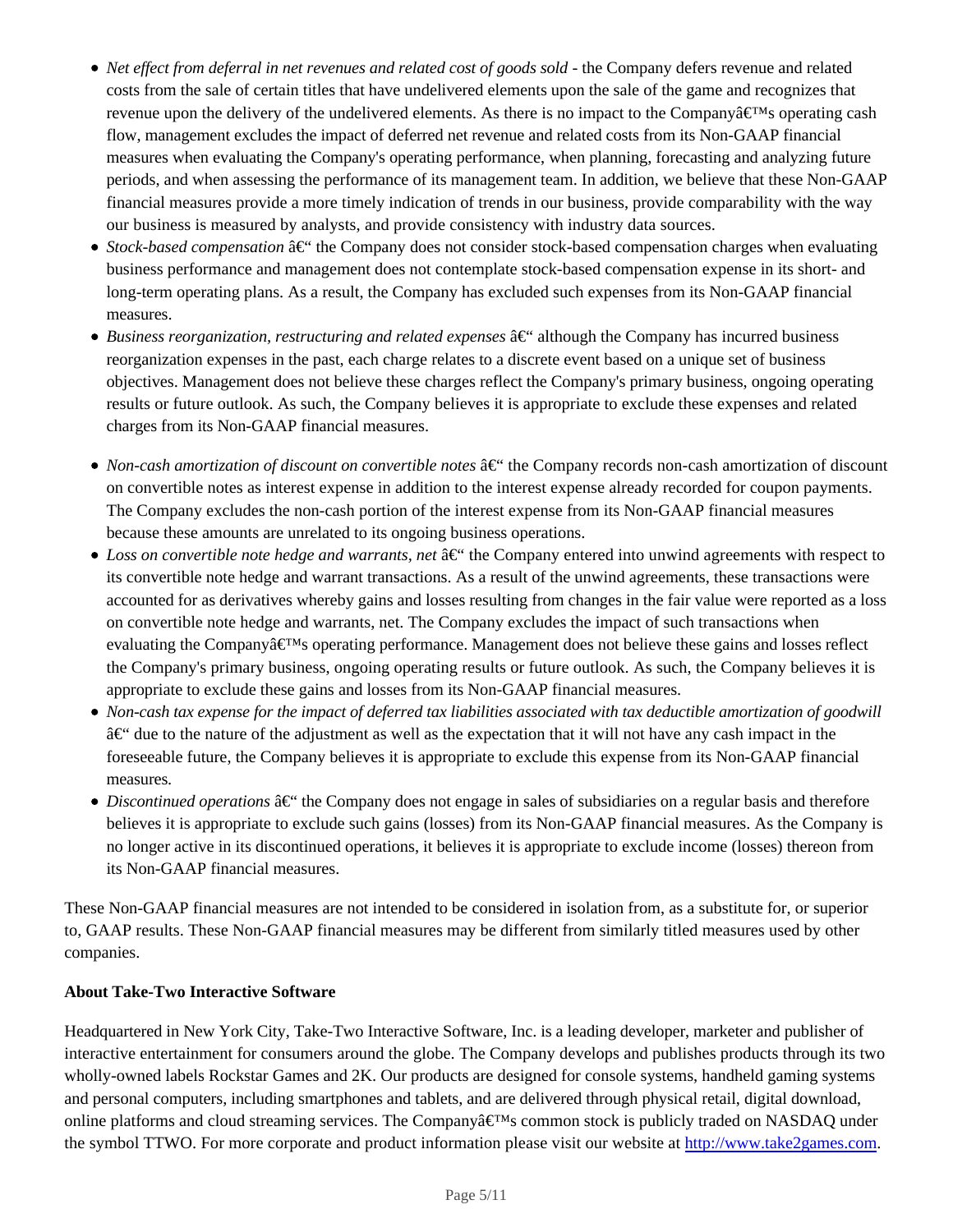- *Net effect from deferral in net revenues and related cost of goods sold* - the Company defers revenue and related costs from the sale of certain titles that have undelivered elements upon the sale of the game and recognizes that revenue upon the delivery of the undelivered elements. As there is no impact to the Companyâ€™s operating cash flow, management excludes the impact of deferred net revenue and related costs from its Non-GAAP financial measures when evaluating the Company's operating performance, when planning, forecasting and analyzing future periods, and when assessing the performance of its management team. In addition, we believe that these Non-GAAP financial measures provide a more timely indication of trends in our business, provide comparability with the way our business is measured by analysts, and provide consistency with industry data sources.
- *Stock-based compensation* â€“ the Company does not consider stock-based compensation charges when evaluating business performance and management does not contemplate stock-based compensation expense in its short- and long-term operating plans. As a result, the Company has excluded such expenses from its Non-GAAP financial measures.
- *Business reorganization, restructuring and related expenses* â€“ although the Company has incurred business reorganization expenses in the past, each charge relates to a discrete event based on a unique set of business objectives. Management does not believe these charges reflect the Company's primary business, ongoing operating results or future outlook. As such, the Company believes it is appropriate to exclude these expenses and related charges from its Non-GAAP financial measures.
- *Non-cash amortization of discount on convertible notes* â€“ the Company records non-cash amortization of discount on convertible notes as interest expense in addition to the interest expense already recorded for coupon payments. The Company excludes the non-cash portion of the interest expense from its Non-GAAP financial measures because these amounts are unrelated to its ongoing business operations.
- *Loss on convertible note hedge and warrants, net* â€“ the Company entered into unwind agreements with respect to its convertible note hedge and warrant transactions. As a result of the unwind agreements, these transactions were accounted for as derivatives whereby gains and losses resulting from changes in the fair value were reported as a loss on convertible note hedge and warrants, net. The Company excludes the impact of such transactions when evaluating the Companyâ€™s operating performance. Management does not believe these gains and losses reflect the Company's primary business, ongoing operating results or future outlook. As such, the Company believes it is appropriate to exclude these gains and losses from its Non-GAAP financial measures.
- *Non-cash tax expense for the impact of deferred tax liabilities associated with tax deductible amortization of goodwill* â€“ due to the nature of the adjustment as well as the expectation that it will not have any cash impact in the foreseeable future, the Company believes it is appropriate to exclude this expense from its Non-GAAP financial measures.
- *Discontinued operations* â€“ the Company does not engage in sales of subsidiaries on a regular basis and therefore believes it is appropriate to exclude such gains (losses) from its Non-GAAP financial measures. As the Company is no longer active in its discontinued operations, it believes it is appropriate to exclude income (losses) thereon from its Non-GAAP financial measures.

These Non-GAAP financial measures are not intended to be considered in isolation from, as a substitute for, or superior to, GAAP results. These Non-GAAP financial measures may be different from similarly titled measures used by other companies.

**About Take-Two Interactive Software**

Headquartered in New York City, Take-Two Interactive Software, Inc. is a leading developer, marketer and publisher of interactive entertainment for consumers around the globe. The Company develops and publishes products through its two wholly-owned labels Rockstar Games and 2K. Our products are designed for console systems, handheld gaming systems and personal computers, including smartphones and tablets, and are delivered through physical retail, digital download, online platforms and cloud streaming services. The Companyâ€™s common stock is publicly traded on NASDAQ under the symbol TTWO. For more corporate and product information please visit our website at http://www.take2games.com.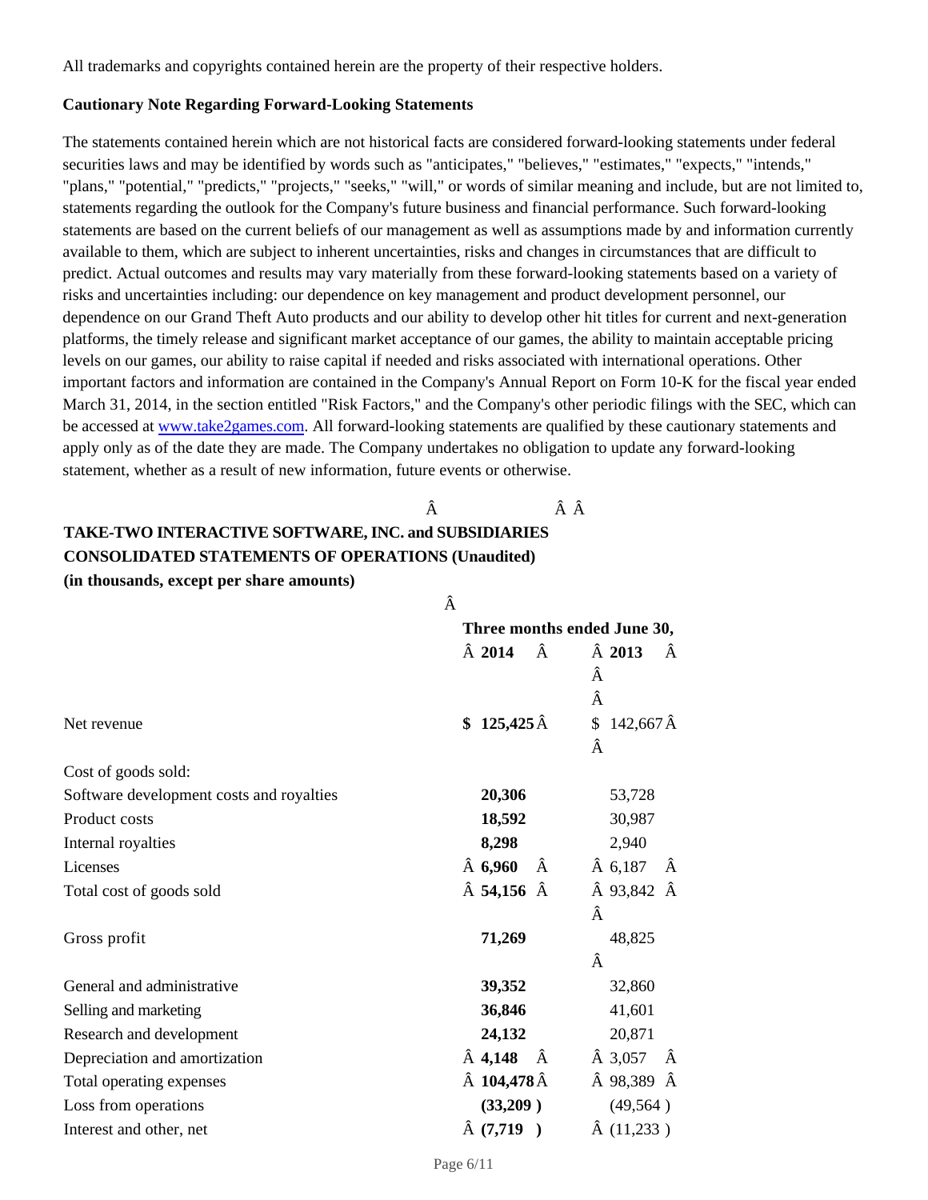All trademarks and copyrights contained herein are the property of their respective holders.

**Cautionary Note Regarding Forward-Looking Statements**

The statements contained herein which are not historical facts are considered forward-looking statements under federal securities laws and may be identified by words such as "anticipates," "believes," "estimates," "expects," "intends," "plans," "potential," "predicts," "projects," "seeks," "will," or words of similar meaning and include, but are not limited to, statements regarding the outlook for the Company's future business and financial performance. Such forward-looking statements are based on the current beliefs of our management as well as assumptions made by and information currently available to them, which are subject to inherent uncertainties, risks and changes in circumstances that are difficult to predict. Actual outcomes and results may vary materially from these forward-looking statements based on a variety of risks and uncertainties including: our dependence on key management and product development personnel, our dependence on our Grand Theft Auto products and our ability to develop other hit titles for current and next-generation platforms, the timely release and significant market acceptance of our games, the ability to maintain acceptable pricing levels on our games, our ability to raise capital if needed and risks associated with international operations. Other important factors and information are contained in the Company's Annual Report on Form 10-K for the fiscal year ended March 31, 2014, in the section entitled "Risk Factors," and the Company's other periodic filings with the SEC, which can be accessed at www.take2games.com. All forward-looking statements are qualified by these cautionary statements and apply only as of the date they are made. The Company undertakes no obligation to update any forward-looking statement, whether as a result of new information, future events or otherwise.

**TAKE-TWO INTERACTIVE SOFTWARE, INC. and SUBSIDIARIES**
**CONSOLIDATED STATEMENTS OF OPERATIONS (Unaudited)**
**(in thousands, except per share amounts)**

| | Three months ended June 30, | |
|---|---|---|
| | **2014** | 2013 |
| Net revenue | **$ 125,425** | $ 142,667 |
| Cost of goods sold: | | |
| Software development costs and royalties | **20,306** | 53,728 |
| Product costs | **18,592** | 30,987 |
| Internal royalties | **8,298** | 2,940 |
| Licenses | **6,960** | 6,187 |
| Total cost of goods sold | **54,156** | 93,842 |
| Gross profit | **71,269** | 48,825 |
| General and administrative | **39,352** | 32,860 |
| Selling and marketing | **36,846** | 41,601 |
| Research and development | **24,132** | 20,871 |
| Depreciation and amortization | **4,148** | 3,057 |
| Total operating expenses | **104,478** | 98,389 |
| Loss from operations | **(33,209 )** | (49,564 ) |
| Interest and other, net | **(7,719 )** | (11,233 ) |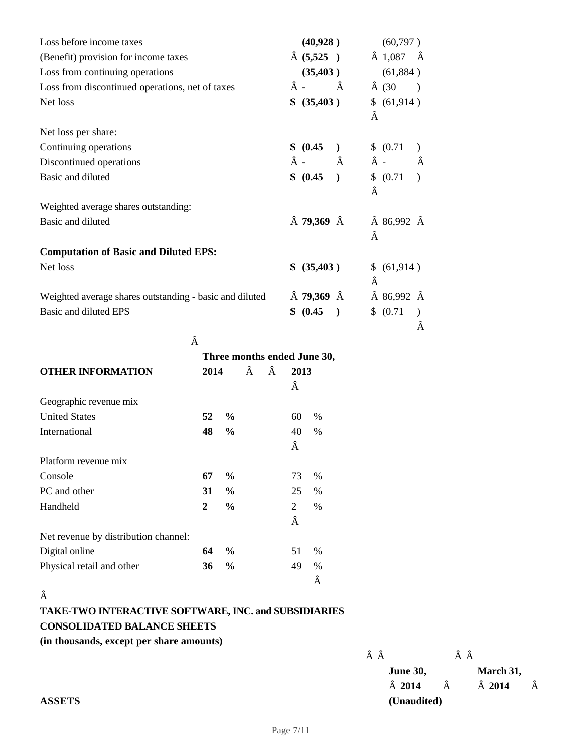| | | |
|---|---|---|
| Loss before income taxes | **(40,928 )** | (60,797 ) |
| (Benefit) provision for income taxes | **(5,525 )** | 1,087 |
| Loss from continuing operations | **(35,403 )** | (61,884 ) |
| Loss from discontinued operations, net of taxes | **-** | (30 ) |
| Net loss | **$ (35,403 )** | $ (61,914 ) |
| | | |
| Net loss per share: | | |
| Continuing operations | **$ (0.45 )** | $ (0.71 ) |
| Discontinued operations | **-** | - |
| Basic and diluted | **$ (0.45 )** | $ (0.71 ) |
| | | |
| Weighted average shares outstanding: | | |
| Basic and diluted | **79,369** | 86,992 |
| | | |
| **Computation of Basic and Diluted EPS:** | | |
| Net loss | **$ (35,403 )** | $ (61,914 ) |
| Weighted average shares outstanding - basic and diluted | **79,369** | 86,992 |
| Basic and diluted EPS | **$ (0.45 )** | $ (0.71 ) |

| | Three months ended June 30, | |
|---|---|---|
| **OTHER INFORMATION** | **2014** | **2013** |
| Geographic revenue mix | | |
| United States | **52 %** | 60 % |
| International | **48 %** | 40 % |
| | | |
| Platform revenue mix | | |
| Console | **67 %** | 73 % |
| PC and other | **31 %** | 25 % |
| Handheld | **2 %** | 2 % |
| | | |
| Net revenue by distribution channel: | | |
| Digital online | **64 %** | 51 % |
| Physical retail and other | **36 %** | 49 % |

**TAKE-TWO INTERACTIVE SOFTWARE, INC. and SUBSIDIARIES**
**CONSOLIDATED BALANCE SHEETS**
**(in thousands, except per share amounts)**

| | June 30, 2014 | March 31, 2014 |
|---|---|---|
| **ASSETS** | **(Unaudited)** | |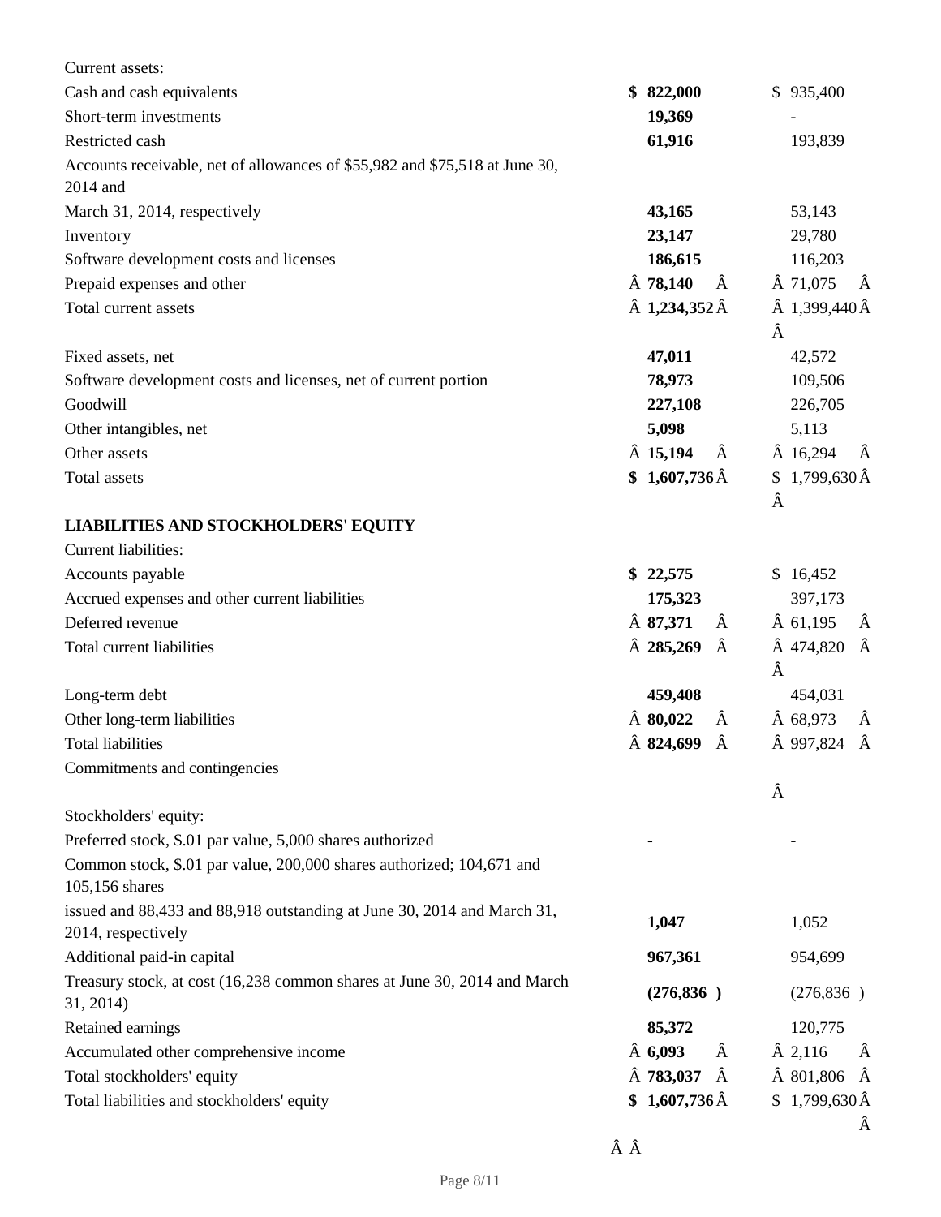| | June 30, 2014 | March 31, 2014 |
|---|---|---|
| Current assets: | | |
| Cash and cash equivalents | **$ 822,000** | $ 935,400 |
| Short-term investments | **19,369** | - |
| Restricted cash | **61,916** | 193,839 |
| Accounts receivable, net of allowances of $55,982 and $75,518 at June 30, 2014 and March 31, 2014, respectively | **43,165** | 53,143 |
| Inventory | **23,147** | 29,780 |
| Software development costs and licenses | **186,615** | 116,203 |
| Prepaid expenses and other | **78,140** | 71,075 |
| Total current assets | **1,234,352** | 1,399,440 |
| Fixed assets, net | **47,011** | 42,572 |
| Software development costs and licenses, net of current portion | **78,973** | 109,506 |
| Goodwill | **227,108** | 226,705 |
| Other intangibles, net | **5,098** | 5,113 |
| Other assets | **15,194** | 16,294 |
| Total assets | **$ 1,607,736** | $ 1,799,630 |
| **LIABILITIES AND STOCKHOLDERS' EQUITY** | | |
| Current liabilities: | | |
| Accounts payable | **$ 22,575** | $ 16,452 |
| Accrued expenses and other current liabilities | **175,323** | 397,173 |
| Deferred revenue | **87,371** | 61,195 |
| Total current liabilities | **285,269** | 474,820 |
| Long-term debt | **459,408** | 454,031 |
| Other long-term liabilities | **80,022** | 68,973 |
| Total liabilities | **824,699** | 997,824 |
| Commitments and contingencies | | |
| Stockholders' equity: | | |
| Preferred stock, $.01 par value, 5,000 shares authorized | **-** | - |
| Common stock, $.01 par value, 200,000 shares authorized; 104,671 and 105,156 shares issued and 88,433 and 88,918 outstanding at June 30, 2014 and March 31, 2014, respectively | **1,047** | 1,052 |
| Additional paid-in capital | **967,361** | 954,699 |
| Treasury stock, at cost (16,238 common shares at June 30, 2014 and March 31, 2014) | **(276,836 )** | (276,836 ) |
| Retained earnings | **85,372** | 120,775 |
| Accumulated other comprehensive income | **6,093** | 2,116 |
| Total stockholders' equity | **783,037** | 801,806 |
| Total liabilities and stockholders' equity | **$ 1,607,736** | $ 1,799,630 |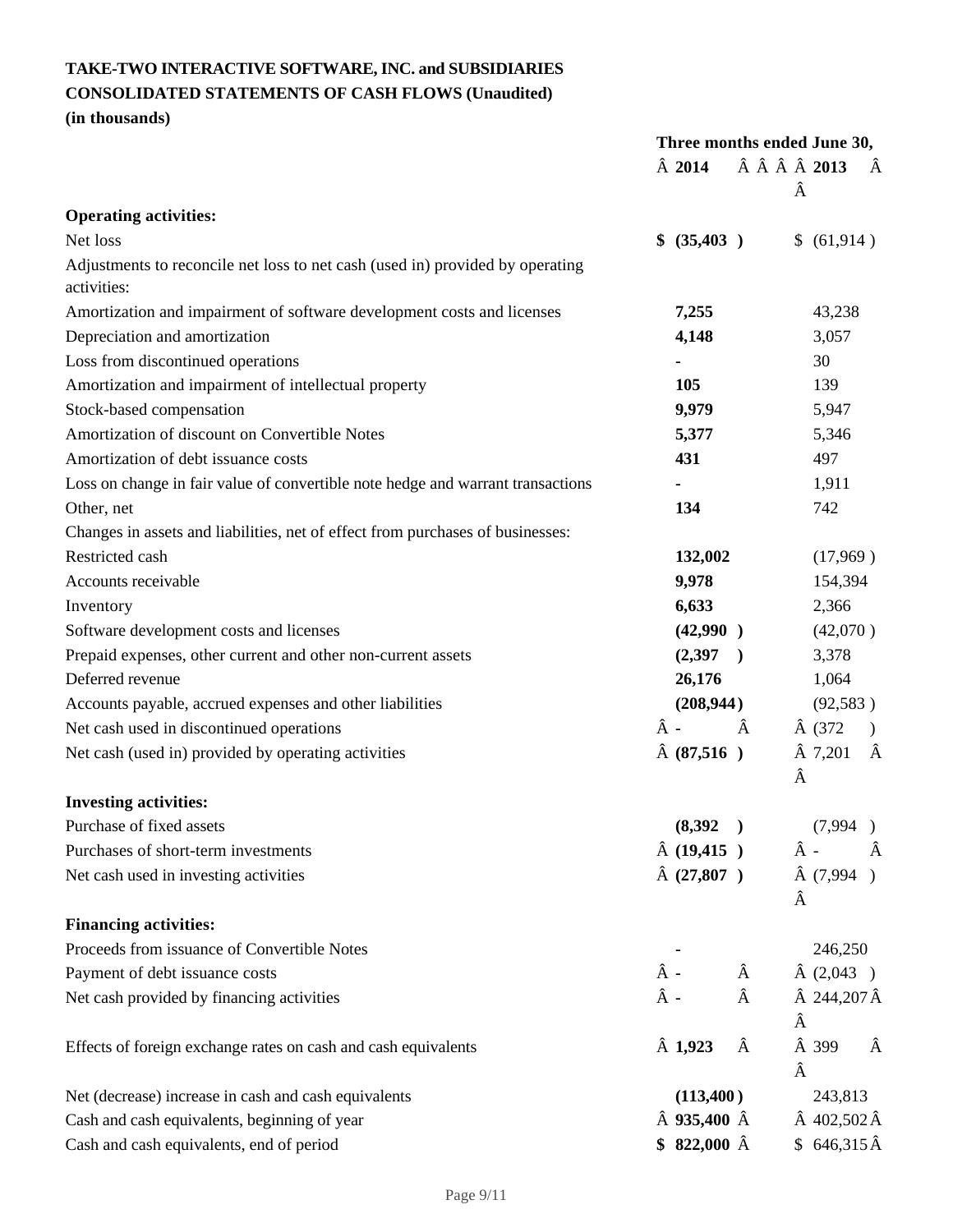**TAKE-TWO INTERACTIVE SOFTWARE, INC. and SUBSIDIARIES**
**CONSOLIDATED STATEMENTS OF CASH FLOWS (Unaudited)**
**(in thousands)**

| | Three months ended June 30, | |
|---|---|---|
| | **2014** | **2013** |
| **Operating activities:** | | |
| Net loss | **$ (35,403 )** | $ (61,914 ) |
| Adjustments to reconcile net loss to net cash (used in) provided by operating activities: | | |
| Amortization and impairment of software development costs and licenses | **7,255** | 43,238 |
| Depreciation and amortization | **4,148** | 3,057 |
| Loss from discontinued operations | **-** | 30 |
| Amortization and impairment of intellectual property | **105** | 139 |
| Stock-based compensation | **9,979** | 5,947 |
| Amortization of discount on Convertible Notes | **5,377** | 5,346 |
| Amortization of debt issuance costs | **431** | 497 |
| Loss on change in fair value of convertible note hedge and warrant transactions | **-** | 1,911 |
| Other, net | **134** | 742 |
| Changes in assets and liabilities, net of effect from purchases of businesses: | | |
| Restricted cash | **132,002** | (17,969 ) |
| Accounts receivable | **9,978** | 154,394 |
| Inventory | **6,633** | 2,366 |
| Software development costs and licenses | **(42,990 )** | (42,070 ) |
| Prepaid expenses, other current and other non-current assets | **(2,397 )** | 3,378 |
| Deferred revenue | **26,176** | 1,064 |
| Accounts payable, accrued expenses and other liabilities | **(208,944 )** | (92,583 ) |
| Net cash used in discontinued operations | **-** | (372 ) |
| Net cash (used in) provided by operating activities | **(87,516 )** | 7,201 |
| **Investing activities:** | | |
| Purchase of fixed assets | **(8,392 )** | (7,994 ) |
| Purchases of short-term investments | **(19,415 )** | - |
| Net cash used in investing activities | **(27,807 )** | (7,994 ) |
| **Financing activities:** | | |
| Proceeds from issuance of Convertible Notes | **-** | 246,250 |
| Payment of debt issuance costs | **-** | (2,043 ) |
| Net cash provided by financing activities | **-** | 244,207 |
| Effects of foreign exchange rates on cash and cash equivalents | **1,923** | 399 |
| Net (decrease) increase in cash and cash equivalents | **(113,400 )** | 243,813 |
| Cash and cash equivalents, beginning of year | **935,400** | 402,502 |
| Cash and cash equivalents, end of period | **$ 822,000** | $ 646,315 |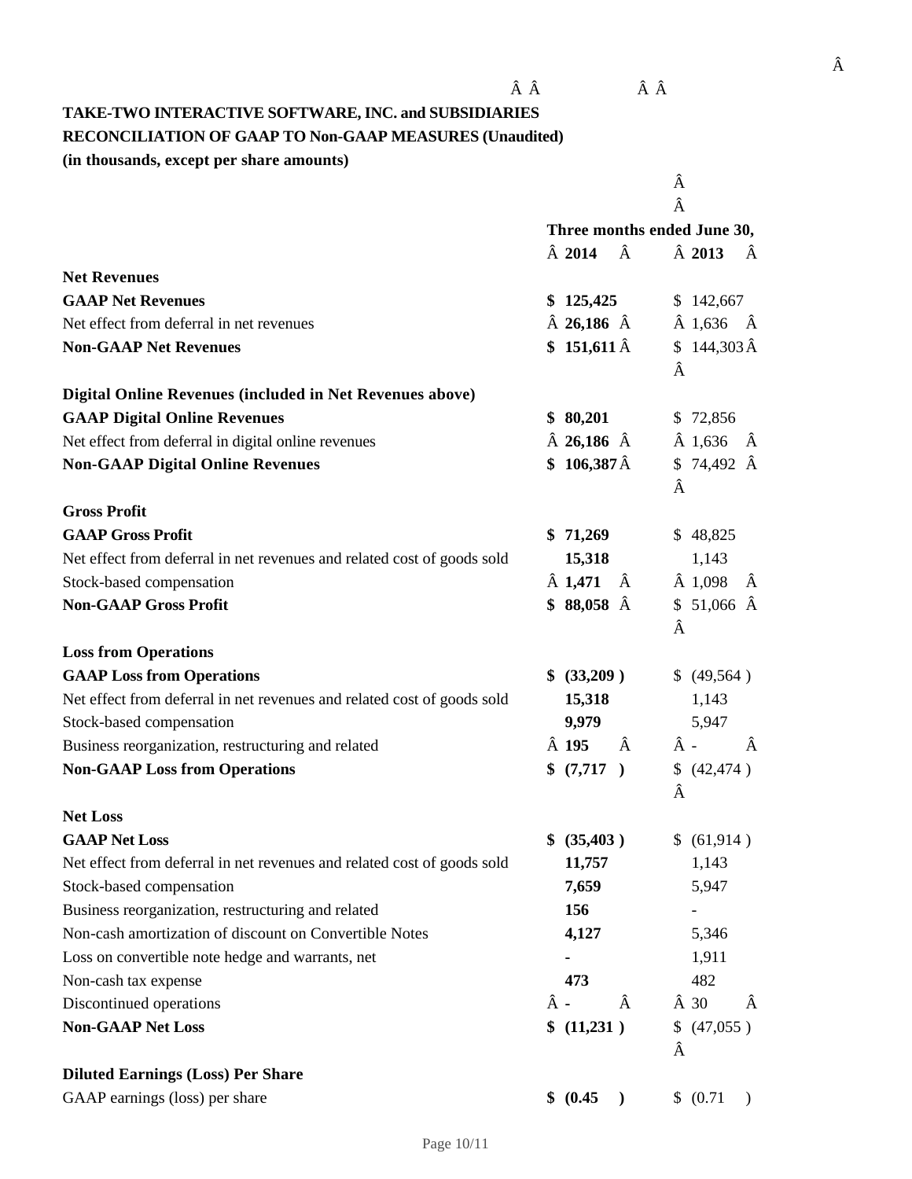**TAKE-TWO INTERACTIVE SOFTWARE, INC. and SUBSIDIARIES**
**RECONCILIATION OF GAAP TO Non-GAAP MEASURES (Unaudited)**
**(in thousands, except per share amounts)**

| | Three months ended June 30, | |
|---|---|---|
| | **2014** | **2013** |
| **Net Revenues** | | |
| **GAAP Net Revenues** | **$ 125,425** | $ 142,667 |
| Net effect from deferral in net revenues | **26,186** | 1,636 |
| **Non-GAAP Net Revenues** | **$ 151,611** | $ 144,303 |
| **Digital Online Revenues (included in Net Revenues above)** | | |
| **GAAP Digital Online Revenues** | **$ 80,201** | $ 72,856 |
| Net effect from deferral in digital online revenues | **26,186** | 1,636 |
| **Non-GAAP Digital Online Revenues** | **$ 106,387** | $ 74,492 |
| **Gross Profit** | | |
| **GAAP Gross Profit** | **$ 71,269** | $ 48,825 |
| Net effect from deferral in net revenues and related cost of goods sold | **15,318** | 1,143 |
| Stock-based compensation | **1,471** | 1,098 |
| **Non-GAAP Gross Profit** | **$ 88,058** | $ 51,066 |
| **Loss from Operations** | | |
| **GAAP Loss from Operations** | **$ (33,209 )** | $ (49,564 ) |
| Net effect from deferral in net revenues and related cost of goods sold | **15,318** | 1,143 |
| Stock-based compensation | **9,979** | 5,947 |
| Business reorganization, restructuring and related | **195** | - |
| **Non-GAAP Loss from Operations** | **$ (7,717 )** | $ (42,474 ) |
| **Net Loss** | | |
| **GAAP Net Loss** | **$ (35,403 )** | $ (61,914 ) |
| Net effect from deferral in net revenues and related cost of goods sold | **11,757** | 1,143 |
| Stock-based compensation | **7,659** | 5,947 |
| Business reorganization, restructuring and related | **156** | - |
| Non-cash amortization of discount on Convertible Notes | **4,127** | 5,346 |
| Loss on convertible note hedge and warrants, net | **-** | 1,911 |
| Non-cash tax expense | **473** | 482 |
| Discontinued operations | **-** | 30 |
| **Non-GAAP Net Loss** | **$ (11,231 )** | $ (47,055 ) |
| **Diluted Earnings (Loss) Per Share** | | |
| GAAP earnings (loss) per share | **$ (0.45 )** | $ (0.71 ) |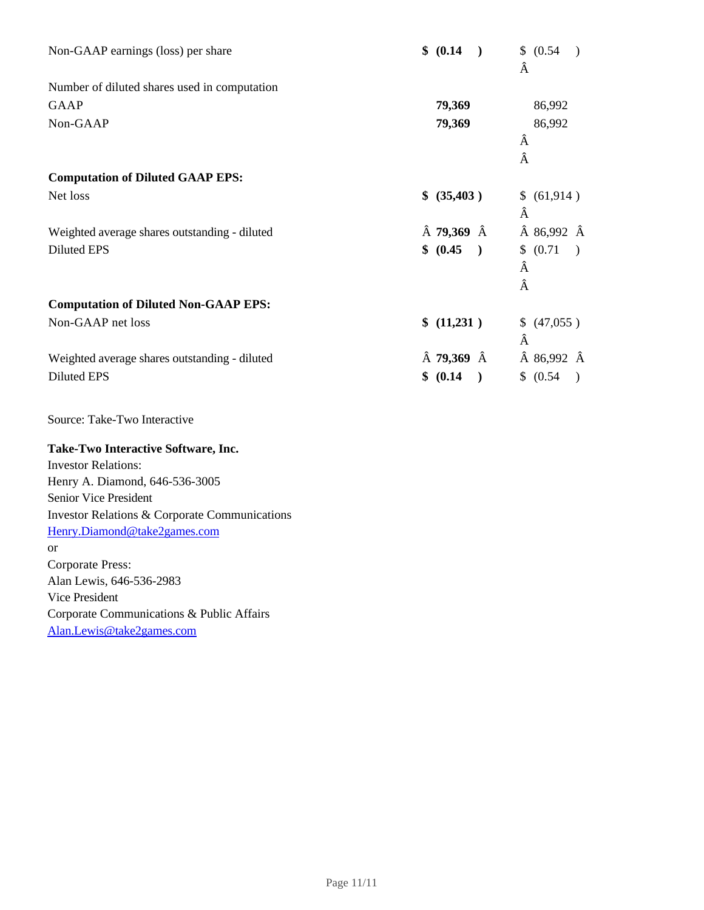| | | |
|---|---|---|
| Non-GAAP earnings (loss) per share | **$ (0.14 )** | $ (0.54 ) |
| Number of diluted shares used in computation | | |
| GAAP | **79,369** | 86,992 |
| Non-GAAP | **79,369** | 86,992 |
| **Computation of Diluted GAAP EPS:** | | |
| Net loss | **$ (35,403 )** | $ (61,914 ) |
| Weighted average shares outstanding - diluted | **79,369** | 86,992 |
| Diluted EPS | **$ (0.45 )** | $ (0.71 ) |
| **Computation of Diluted Non-GAAP EPS:** | | |
| Non-GAAP net loss | **$ (11,231 )** | $ (47,055 ) |
| Weighted average shares outstanding - diluted | **79,369** | 86,992 |
| Diluted EPS | **$ (0.14 )** | $ (0.54 ) |

Source: Take-Two Interactive

**Take-Two Interactive Software, Inc.**
Investor Relations:
Henry A. Diamond, 646-536-3005
Senior Vice President
Investor Relations & Corporate Communications
Henry.Diamond@take2games.com
or
Corporate Press:
Alan Lewis, 646-536-2983
Vice President
Corporate Communications & Public Affairs
Alan.Lewis@take2games.com